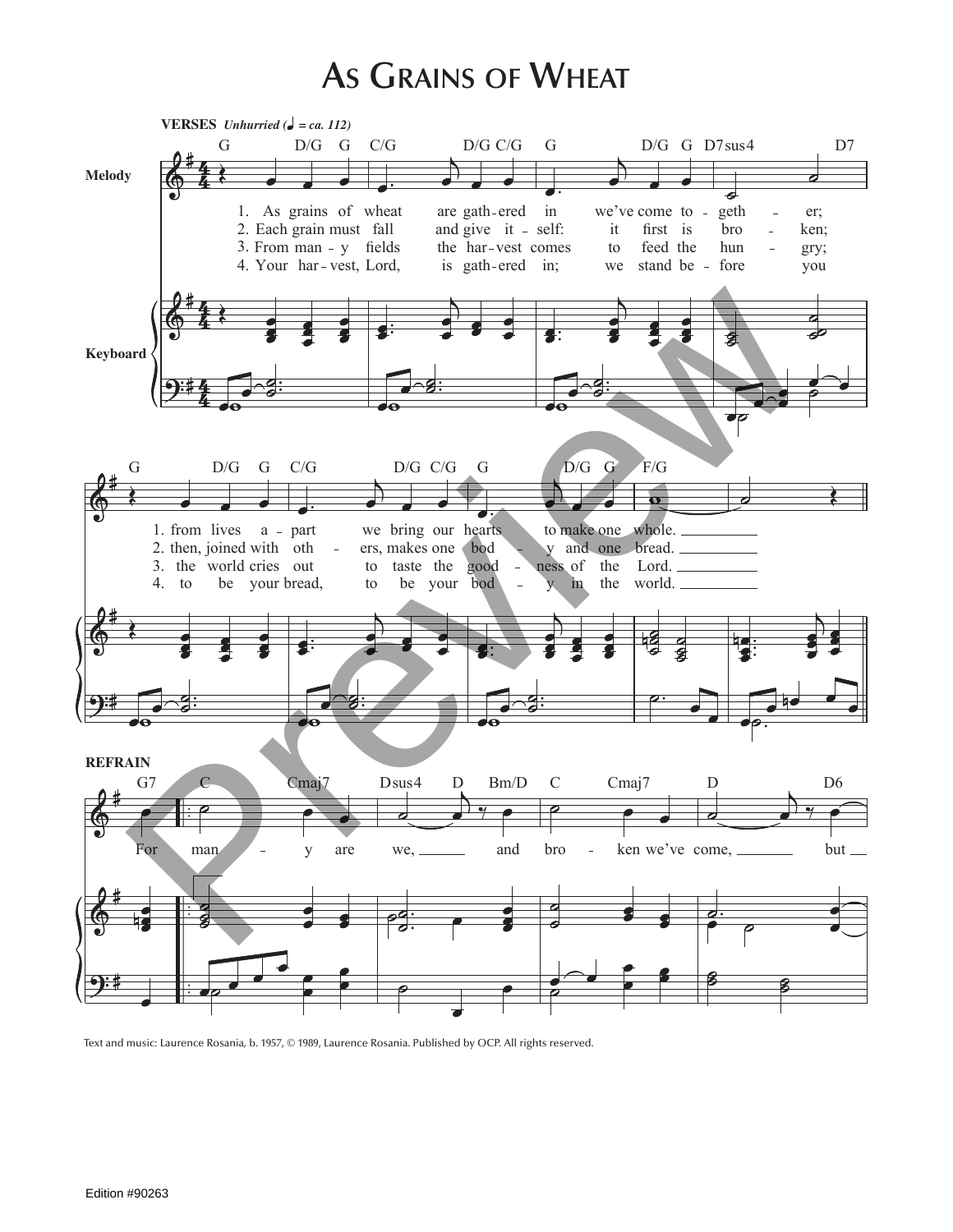# As Grains of Wheat

**VERSES** *Unhurried* (♩ = ca. 112)

1. As grains of wheat are gath-ered in we've come to-geth-er; from lives a-part we bring our hearts to make one whole.
2. Each grain must fall and give it-self: it first is bro-ken; then, joined with oth-ers, makes one bod-y and one bread.
3. From man-y fields the har-vest comes to feed the hun-gry; the world cries out to taste the good-ness of the Lord.
4. Your har-vest, Lord, is gath-ered in; we stand be-fore you to be your bread, to be your bod-y in the world.

**REFRAIN**

For man-y are we, and bro-ken we've come, but

Text and music: Laurence Rosania, b. 1957, © 1989, Laurence Rosania. Published by OCP. All rights reserved.

Edition #90263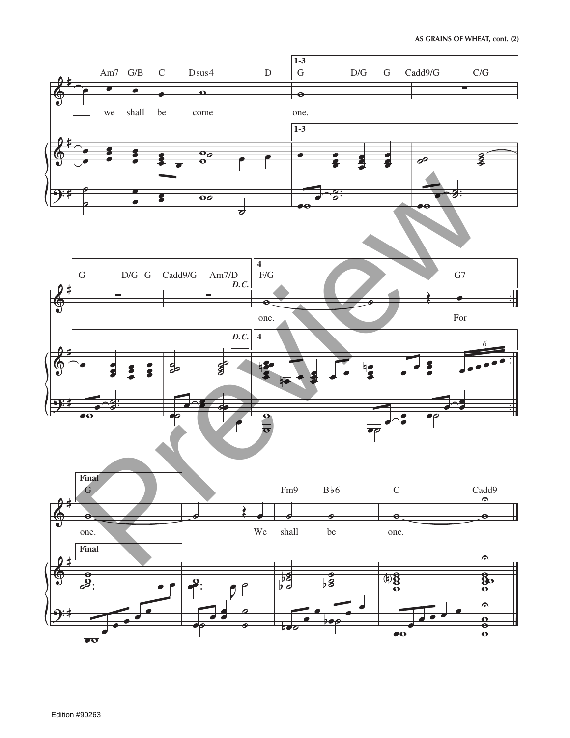Am7 G/B C Dsus4 D

we shall be - come

**1-3**

G D/G G Cadd9/G C/G

one.

G D/G G Cadd9/G Am7/D

*D.C.*

**4**

F/G G7

one. For

**Final**

G Fm9 B♭6 C Cadd9

one. We shall be one.